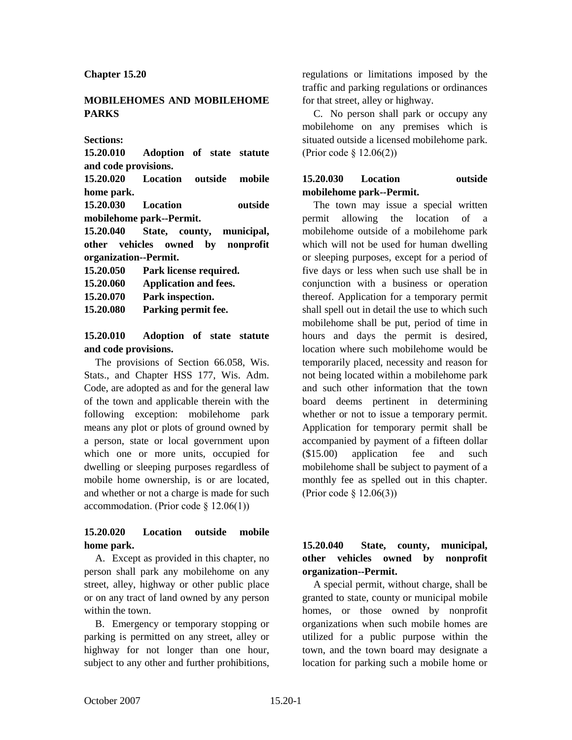## Chapter 15.20

## MOBILEHOMES AND MOBILEHOME PARKS

**Sections:**

**15.20.010 Adoption of state statute and code provisions.**
**15.20.020 Location outside mobile home park.**
**15.20.030 Location outside mobilehome park--Permit.**
**15.20.040 State, county, municipal, other vehicles owned by nonprofit organization--Permit.**
**15.20.050 Park license required.**
**15.20.060 Application and fees.**
**15.20.070 Park inspection.**
**15.20.080 Parking permit fee.**

### 15.20.010 Adoption of state statute and code provisions.

The provisions of Section 66.058, Wis. Stats., and Chapter HSS 177, Wis. Adm. Code, are adopted as and for the general law of the town and applicable therein with the following exception: mobilehome park means any plot or plots of ground owned by a person, state or local government upon which one or more units, occupied for dwelling or sleeping purposes regardless of mobile home ownership, is or are located, and whether or not a charge is made for such accommodation. (Prior code § 12.06(1))

### 15.20.020 Location outside mobile home park.

A. Except as provided in this chapter, no person shall park any mobilehome on any street, alley, highway or other public place or on any tract of land owned by any person within the town.

B. Emergency or temporary stopping or parking is permitted on any street, alley or highway for not longer than one hour, subject to any other and further prohibitions, regulations or limitations imposed by the traffic and parking regulations or ordinances for that street, alley or highway.

C. No person shall park or occupy any mobilehome on any premises which is situated outside a licensed mobilehome park. (Prior code § 12.06(2))

### 15.20.030 Location outside mobilehome park--Permit.

The town may issue a special written permit allowing the location of a mobilehome outside of a mobilehome park which will not be used for human dwelling or sleeping purposes, except for a period of five days or less when such use shall be in conjunction with a business or operation thereof. Application for a temporary permit shall spell out in detail the use to which such mobilehome shall be put, period of time in hours and days the permit is desired, location where such mobilehome would be temporarily placed, necessity and reason for not being located within a mobilehome park and such other information that the town board deems pertinent in determining whether or not to issue a temporary permit. Application for temporary permit shall be accompanied by payment of a fifteen dollar ($15.00) application fee and such mobilehome shall be subject to payment of a monthly fee as spelled out in this chapter. (Prior code § 12.06(3))

### 15.20.040 State, county, municipal, other vehicles owned by nonprofit organization--Permit.

A special permit, without charge, shall be granted to state, county or municipal mobile homes, or those owned by nonprofit organizations when such mobile homes are utilized for a public purpose within the town, and the town board may designate a location for parking such a mobile home or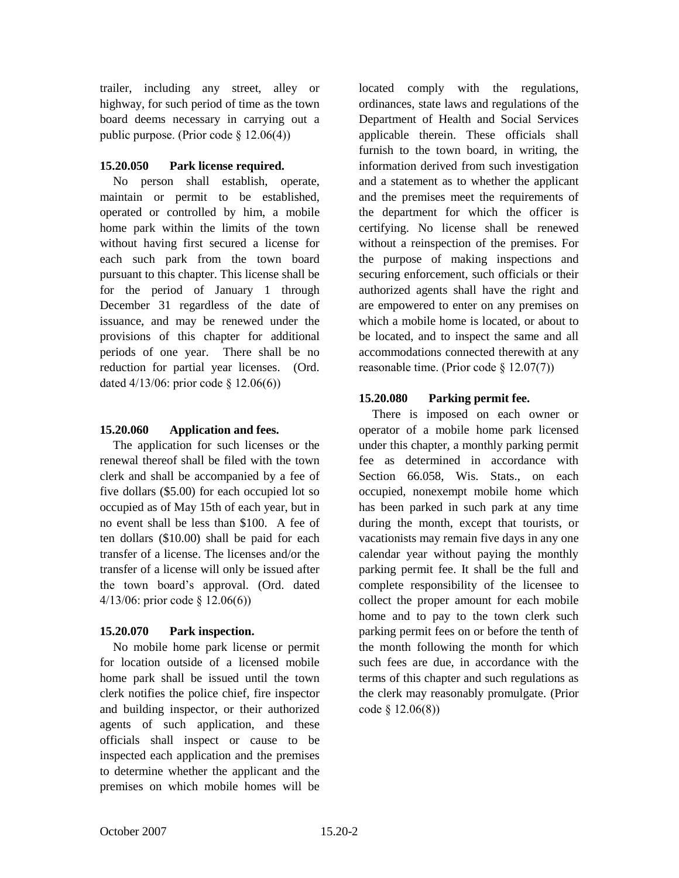trailer, including any street, alley or highway, for such period of time as the town board deems necessary in carrying out a public purpose. (Prior code § 12.06(4))

**15.20.050 Park license required.**

No person shall establish, operate, maintain or permit to be established, operated or controlled by him, a mobile home park within the limits of the town without having first secured a license for each such park from the town board pursuant to this chapter. This license shall be for the period of January 1 through December 31 regardless of the date of issuance, and may be renewed under the provisions of this chapter for additional periods of one year. There shall be no reduction for partial year licenses. (Ord. dated 4/13/06: prior code § 12.06(6))

**15.20.060 Application and fees.**

The application for such licenses or the renewal thereof shall be filed with the town clerk and shall be accompanied by a fee of five dollars ($5.00) for each occupied lot so occupied as of May 15th of each year, but in no event shall be less than $100. A fee of ten dollars ($10.00) shall be paid for each transfer of a license. The licenses and/or the transfer of a license will only be issued after the town board's approval. (Ord. dated 4/13/06: prior code § 12.06(6))

**15.20.070 Park inspection.**

No mobile home park license or permit for location outside of a licensed mobile home park shall be issued until the town clerk notifies the police chief, fire inspector and building inspector, or their authorized agents of such application, and these officials shall inspect or cause to be inspected each application and the premises to determine whether the applicant and the premises on which mobile homes will be located comply with the regulations, ordinances, state laws and regulations of the Department of Health and Social Services applicable therein. These officials shall furnish to the town board, in writing, the information derived from such investigation and a statement as to whether the applicant and the premises meet the requirements of the department for which the officer is certifying. No license shall be renewed without a reinspection of the premises. For the purpose of making inspections and securing enforcement, such officials or their authorized agents shall have the right and are empowered to enter on any premises on which a mobile home is located, or about to be located, and to inspect the same and all accommodations connected therewith at any reasonable time. (Prior code § 12.07(7))

**15.20.080 Parking permit fee.**

There is imposed on each owner or operator of a mobile home park licensed under this chapter, a monthly parking permit fee as determined in accordance with Section 66.058, Wis. Stats., on each occupied, nonexempt mobile home which has been parked in such park at any time during the month, except that tourists, or vacationists may remain five days in any one calendar year without paying the monthly parking permit fee. It shall be the full and complete responsibility of the licensee to collect the proper amount for each mobile home and to pay to the town clerk such parking permit fees on or before the tenth of the month following the month for which such fees are due, in accordance with the terms of this chapter and such regulations as the clerk may reasonably promulgate. (Prior code § 12.06(8))